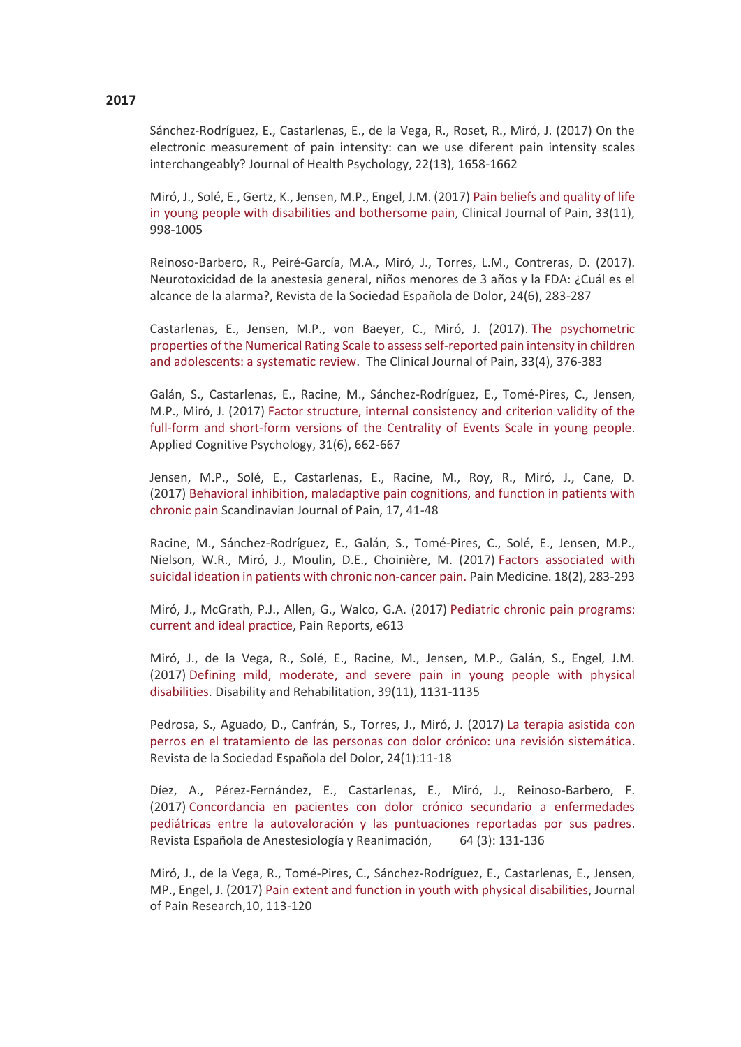**2017**

Sánchez-Rodríguez, E., Castarlenas, E., de la Vega, R., Roset, R., Miró, J. (2017) On the electronic measurement of pain intensity: can we use diferent pain intensity scales interchangeably? Journal of Health Psychology, 22(13), 1658-1662

Miró, J., Solé, E., Gertz, K., Jensen, M.P., Engel, J.M. (2017) Pain beliefs and quality of life in young people with disabilities and bothersome pain, Clinical Journal of Pain, 33(11), 998-1005

Reinoso-Barbero, R., Peiré-García, M.A., Miró, J., Torres, L.M., Contreras, D. (2017). Neurotoxicidad de la anestesia general, niños menores de 3 años y la FDA: ¿Cuál es el alcance de la alarma?, Revista de la Sociedad Española de Dolor, 24(6), 283-287

Castarlenas, E., Jensen, M.P., von Baeyer, C., Miró, J. (2017). The psychometric properties of the Numerical Rating Scale to assess self-reported pain intensity in children and adolescents: a systematic review. The Clinical Journal of Pain, 33(4), 376-383

Galán, S., Castarlenas, E., Racine, M., Sánchez-Rodríguez, E., Tomé-Pires, C., Jensen, M.P., Miró, J. (2017) Factor structure, internal consistency and criterion validity of the full-form and short-form versions of the Centrality of Events Scale in young people. Applied Cognitive Psychology, 31(6), 662-667

Jensen, M.P., Solé, E., Castarlenas, E., Racine, M., Roy, R., Miró, J., Cane, D. (2017) Behavioral inhibition, maladaptive pain cognitions, and function in patients with chronic pain Scandinavian Journal of Pain, 17, 41-48

Racine, M., Sánchez-Rodríguez, E., Galán, S., Tomé-Pires, C., Solé, E., Jensen, M.P., Nielson, W.R., Miró, J., Moulin, D.E., Choinière, M. (2017) Factors associated with suicidal ideation in patients with chronic non-cancer pain. Pain Medicine. 18(2), 283-293

Miró, J., McGrath, P.J., Allen, G., Walco, G.A. (2017) Pediatric chronic pain programs: current and ideal practice, Pain Reports, e613

Miró, J., de la Vega, R., Solé, E., Racine, M., Jensen, M.P., Galán, S., Engel, J.M. (2017) Defining mild, moderate, and severe pain in young people with physical disabilities. Disability and Rehabilitation, 39(11), 1131-1135

Pedrosa, S., Aguado, D., Canfrán, S., Torres, J., Miró, J. (2017) La terapia asistida con perros en el tratamiento de las personas con dolor crónico: una revisión sistemática. Revista de la Sociedad Española del Dolor, 24(1):11-18

Díez, A., Pérez-Fernández, E., Castarlenas, E., Miró, J., Reinoso-Barbero, F. (2017) Concordancia en pacientes con dolor crónico secundario a enfermedades pediátricas entre la autovaloración y las puntuaciones reportadas por sus padres. Revista Española de Anestesiología y Reanimación, 64 (3): 131-136

Miró, J., de la Vega, R., Tomé-Pires, C., Sánchez-Rodríguez, E., Castarlenas, E., Jensen, MP., Engel, J. (2017) Pain extent and function in youth with physical disabilities, Journal of Pain Research,10, 113-120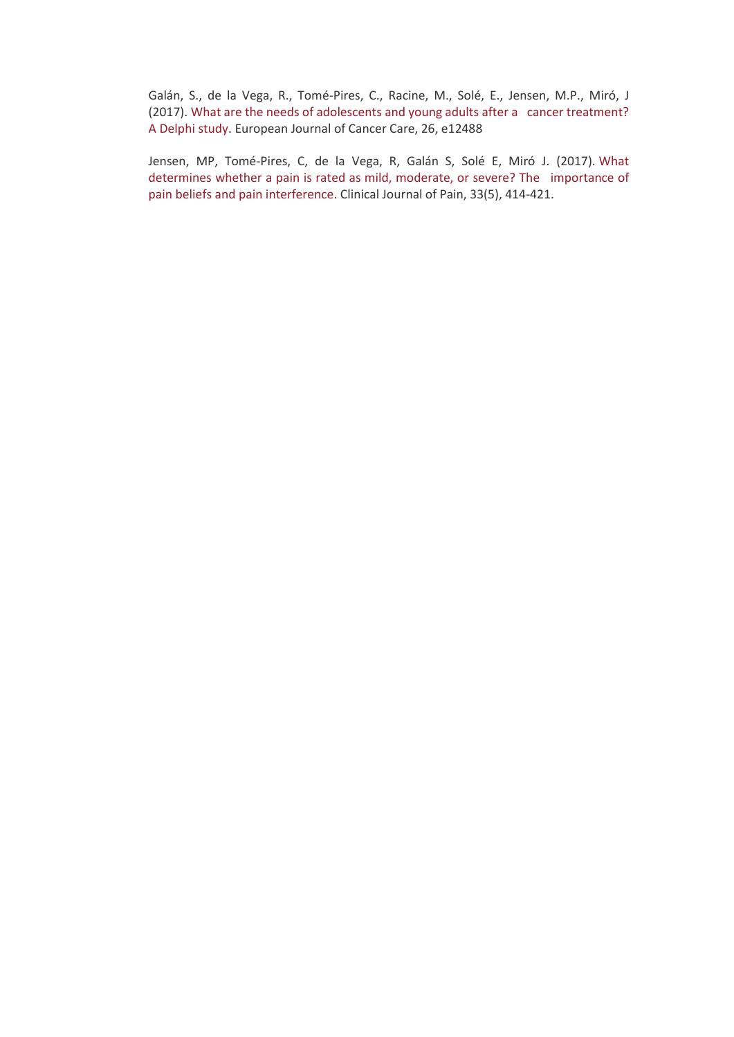Galán, S., de la Vega, R., Tomé-Pires, C., Racine, M., Solé, E., Jensen, M.P., Miró, J (2017). What are the needs of adolescents and young adults after a cancer treatment? A Delphi study. European Journal of Cancer Care, 26, e12488

Jensen, MP, Tomé-Pires, C, de la Vega, R, Galán S, Solé E, Miró J. (2017). What determines whether a pain is rated as mild, moderate, or severe? The importance of pain beliefs and pain interference. Clinical Journal of Pain, 33(5), 414-421.